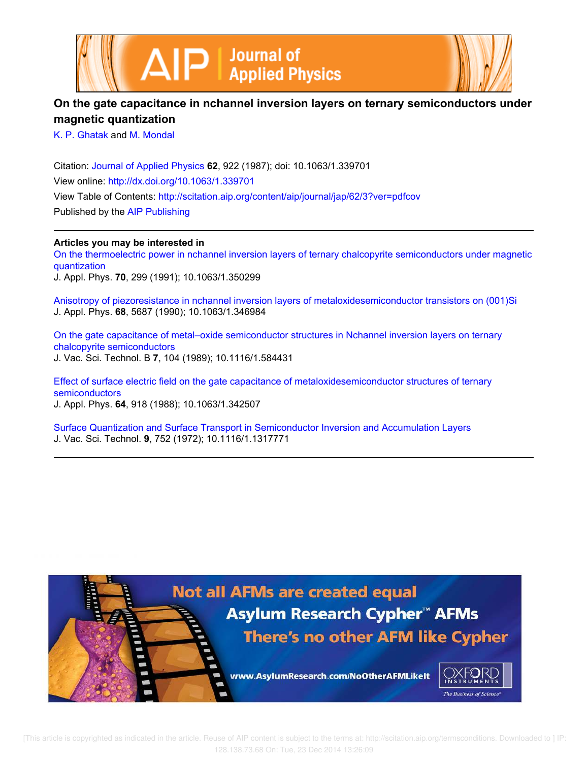# On the gate capacitance in nchannel inversion layers on ternary semiconductors under magnetic quantization

K. P. Ghatak and M. Mondal

Citation: Journal of Applied Physics **62**, 922 (1987); doi: 10.1063/1.339701

View online: http://dx.doi.org/10.1063/1.339701

View Table of Contents: http://scitation.aip.org/content/aip/journal/jap/62/3?ver=pdfcov

Published by the AIP Publishing

## Articles you may be interested in

On the thermoelectric power in nchannel inversion layers of ternary chalcopyrite semiconductors under magnetic quantization
J. Appl. Phys. **70**, 299 (1991); 10.1063/1.350299

Anisotropy of piezoresistance in nchannel inversion layers of metaloxidesemiconductor transistors on (001)Si
J. Appl. Phys. **68**, 5687 (1990); 10.1063/1.346984

On the gate capacitance of metal–oxide semiconductor structures in Nchannel inversion layers on ternary chalcopyrite semiconductors
J. Vac. Sci. Technol. B **7**, 104 (1989); 10.1116/1.584431

Effect of surface electric field on the gate capacitance of metaloxidesemiconductor structures of ternary semiconductors
J. Appl. Phys. **64**, 918 (1988); 10.1063/1.342507

Surface Quantization and Surface Transport in Semiconductor Inversion and Accumulation Layers
J. Vac. Sci. Technol. **9**, 752 (1972); 10.1116/1.1317771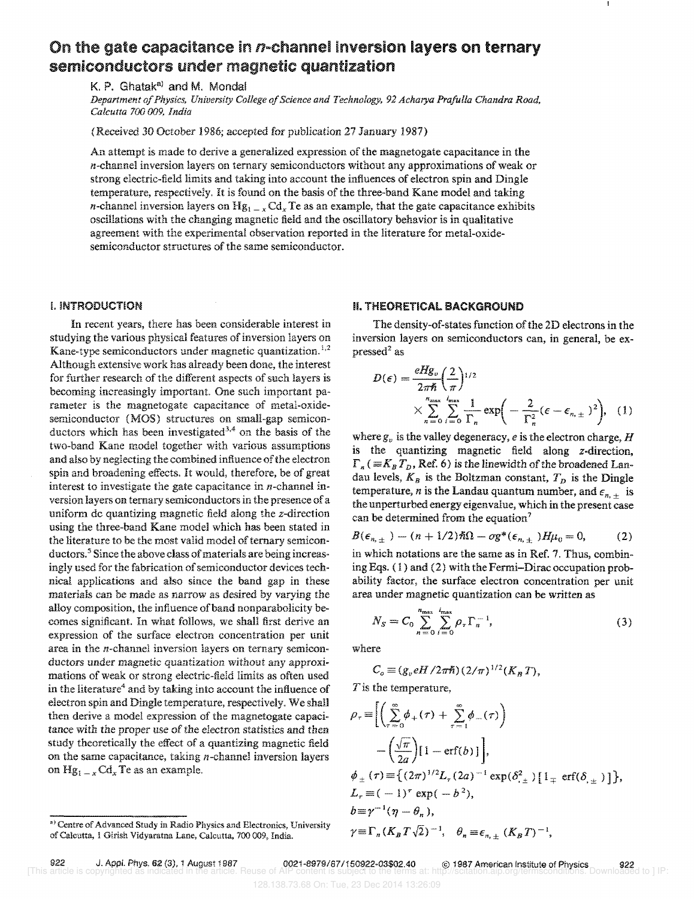# On the gate capacitance in $n$-channel inversion layers on ternary semiconductors under magnetic quantization

K. P. Ghatak[a] and M. Mondal

*Department of Physics, University College of Science and Technology, 92 Acharya Prafulla Chandra Road, Calcutta 700 009, India*

(Received 30 October 1986; accepted for publication 27 January 1987)

An attempt is made to derive a generalized expression of the magnetogate capacitance in the $n$-channel inversion layers on ternary semiconductors without any approximations of weak or strong electric-field limits and taking into account the influences of electron spin and Dingle temperature, respectively. It is found on the basis of the three-band Kane model and taking $n$-channel inversion layers on $Hg_{1-x}Cd_xTe$ as an example, that the gate capacitance exhibits oscillations with the changing magnetic field and the oscillatory behavior is in qualitative agreement with the experimental observation reported in the literature for metal-oxide-semiconductor structures of the same semiconductor.

## I. INTRODUCTION

In recent years, there has been considerable interest in studying the various physical features of inversion layers on Kane-type semiconductors under magnetic quantization.[1,2] Although extensive work has already been done, the interest for further research of the different aspects of such layers is becoming increasingly important. One such important parameter is the magnetogate capacitance of metal-oxide-semiconductor (MOS) structures on small-gap semiconductors which has been investigated[3,4] on the basis of the two-band Kane model together with various assumptions and also by neglecting the combined influence of the electron spin and broadening effects. It would, therefore, be of great interest to investigate the gate capacitance in $n$-channel inversion layers on ternary semiconductors in the presence of a uniform dc quantizing magnetic field along the $z$-direction using the three-band Kane model which has been stated in the literature to be the most valid model of ternary semiconductors.[5] Since the above class of materials are being increasingly used for the fabrication of semiconductor devices technical applications and also since the band gap in these materials can be made as narrow as desired by varying the alloy composition, the influence of band nonparabolicity becomes significant. In what follows, we shall first derive an expression of the surface electron concentration per unit area in the $n$-channel inversion layers on ternary semiconductors under magnetic quantization without any approximations of weak or strong electric-field limits as often used in the literature[4] and by taking into account the influence of electron spin and Dingle temperature, respectively. We shall then derive a model expression of the magnetogate capacitance with the proper use of the electron statistics and then study theoretically the effect of a quantizing magnetic field on the same capacitance, taking $n$-channel inversion layers on $Hg_{1-x}Cd_xTe$ as an example.

## II. THEORETICAL BACKGROUND

The density-of-states function of the 2D electrons in the inversion layers on semiconductors can, in general, be expressed[2] as

$$D(\epsilon) = \frac{eHg_v}{2\pi\hbar}\left(\frac{2}{\pi}\right)^{1/2} \times \sum_{n=0}^{n_{\max}} \sum_{i=0}^{i_{\max}} \frac{1}{\Gamma_n} \exp\left(-\frac{2}{\Gamma_n^2}(\epsilon - \epsilon_{n,\pm})^2\right), \quad (1)$$

where $g_v$ is the valley degeneracy, $e$ is the electron charge, $H$ is the quantizing magnetic field along $z$-direction, $\Gamma_n$ ($\equiv K_B T_D$, Ref. 6) is the linewidth of the broadened Landau levels, $K_B$ is the Boltzman constant, $T_D$ is the Dingle temperature, $n$ is the Landau quantum number, and $\epsilon_{n,\pm}$ is the unperturbed energy eigenvalue, which in the present case can be determined from the equation[7]

$$B(\epsilon_{n,\pm}) - (n + 1/2)\hbar\Omega - \sigma g^*(\epsilon_{n,\pm})H\mu_0 = 0, \quad (2)$$

in which notations are the same as in Ref. 7. Thus, combining Eqs. (1) and (2) with the Fermi–Dirac occupation probability factor, the surface electron concentration per unit area under magnetic quantization can be written as

$$N_S = C_0 \sum_{n=0}^{n_{\max}} \sum_{i=0}^{i_{\max}} \rho_r \Gamma_n^{-1}, \quad (3)$$

where

$$C_0 \equiv (g_v eH/2\pi\hbar)(2/\pi)^{1/2}(K_B T),$$

$T$ is the temperature,

$$\rho_r \equiv \left[\left(\sum_{\tau=0}^{\infty} \phi_+(\tau) + \sum_{\tau=1}^{\infty} \phi_-(\tau)\right) - \left(\frac{\sqrt{\pi}}{2a}\right)[1 - \text{erf}(b)]\right],$$

$$\phi_\pm(\tau) \equiv \{(2\pi)^{1/2} L_r (2a)^{-1} \exp(\delta_\pm^2)[1 \mp \text{erf}(\delta_\pm)]\},$$

$$L_r \equiv (-1)^r \exp(-b^2),$$

$$b \equiv \gamma^{-1}(\eta - \theta_n),$$

$$\gamma \equiv \Gamma_n (K_B T\sqrt{2})^{-1}, \quad \theta_n \equiv \epsilon_{n,\pm}(K_B T)^{-1},$$

[a] Centre of Advanced Study in Radio Physics and Electronics, University of Calcutta, 1 Girish Vidyaratna Lane, Calcutta, 700 009, India.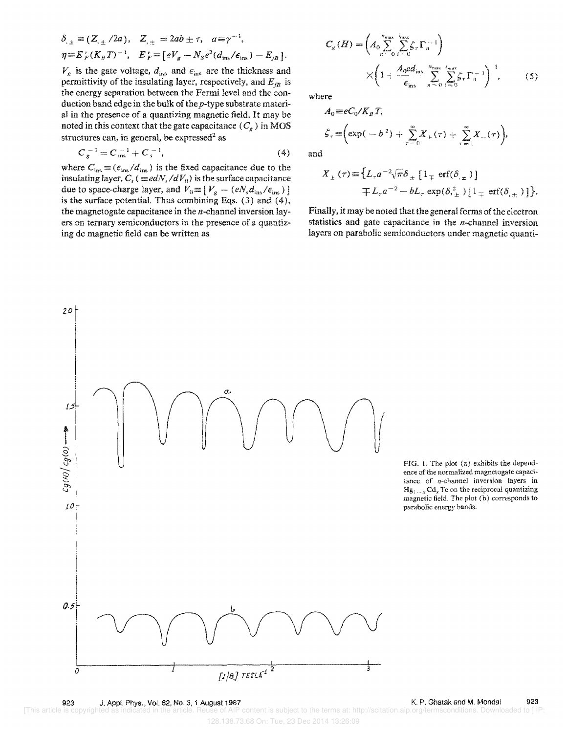$$\delta_{\pm} \equiv (Z_{\pm}/2a), \quad Z_{\pm} = 2ab \pm \tau, \quad a \equiv \gamma^{-1},$$

$$\eta \equiv E'_F (K_B T)^{-1}, \quad E'_F \equiv [eV_g - N_S e^2 (d_{\rm ins}/\epsilon_{\rm ins}) - E_{fB}].$$

$V_g$ is the gate voltage, $d_{\rm ins}$ and $\epsilon_{\rm ins}$ are the thickness and permittivity of the insulating layer, respectively, and $E_{fB}$ is the energy separation between the Fermi level and the conduction band edge in the bulk of the $p$-type substrate material in the presence of a quantizing magnetic field. It may be noted in this context that the gate capacitance ($C_g$) in MOS structures can, in general, be expressed[2] as

$$C_g^{-1} = C_{\rm ins}^{-1} + C_s^{-1}, \tag{4}$$

where $C_{\rm ins} \equiv (\epsilon_{\rm ins}/d_{\rm ins})$ is the fixed capacitance due to the insulating layer, $C_s (\equiv ed N_s / dV_0)$ is the surface capacitance due to space-charge layer, and $V_0 \equiv [V_g - (eN_s d_{\rm ins}/\epsilon_{\rm ins})]$ is the surface potential. Thus combining Eqs. (3) and (4), the magnetogate capacitance in the $n$-channel inversion layers on ternary semiconductors in the presence of a quantizing dc magnetic field can be written as

$$C_g(H) = \left( A_0 \sum_{n=0}^{n_{\max}} \sum_{i=0}^{i_{\max}} \zeta_\tau \Gamma_n^{-1} \right) \times \left( 1 + \frac{A_0 e d_{\rm ins}}{\epsilon_{\rm ins}} \sum_{n=0}^{n_{\max}} \sum_{i=0}^{i_{\max}} \zeta_\tau \Gamma_n^{-1} \right)^{-1}, \tag{5}$$

where

$$A_0 \equiv eC_0 / K_B T,$$

$$\zeta_\tau \equiv \left( \exp(-b^2) + \sum_{\tau=0}^{\infty} X_+(\tau) + \sum_{\tau=1}^{\infty} X_-(\tau) \right),$$

and

$$X_\pm(\tau) \equiv \{ L_\tau a^{-2} \sqrt{\pi} \delta_\pm [1 \mp \mathrm{erf}(\delta_\pm)] \mp L_\tau a^{-2} - b L_\tau \exp(\delta_\pm^2) [1 \mp \mathrm{erf}(\delta_\pm)] \}.$$

Finally, it may be noted that the general forms of the electron statistics and gate capacitance in the $n$-channel inversion layers on parabolic semiconductors under magnetic quanti-

FIG. 1. The plot (a) exhibits the dependence of the normalized magnetogate capacitance of $n$-channel inversion layers in $Hg_{1-x}Cd_xTe$ on the reciprocal quantizing magnetic field. The plot (b) corresponds to parabolic energy bands.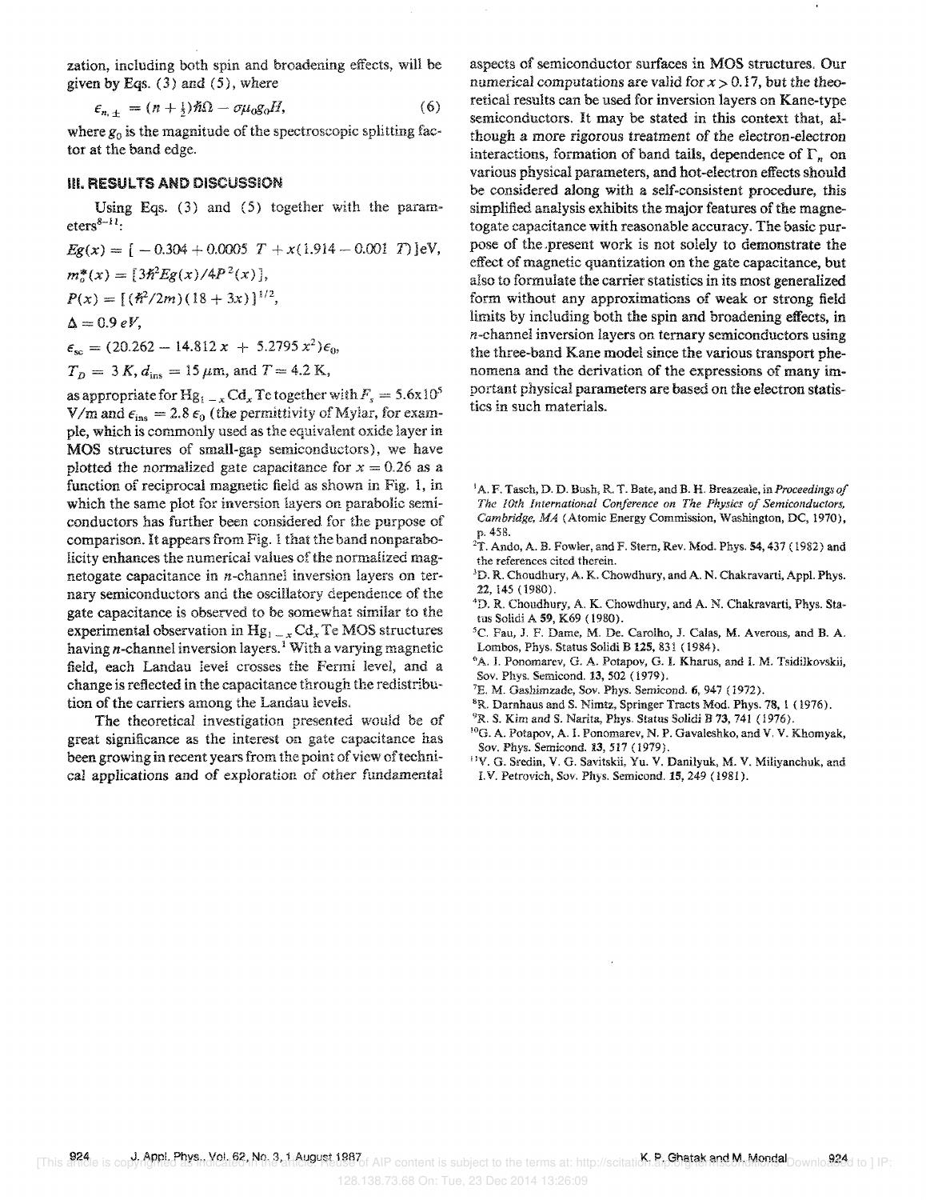zation, including both spin and broadening effects, will be given by Eqs. (3) and (5), where

$$\epsilon_{n,\pm} = (n + \tfrac{1}{2})\hbar\Omega - \sigma\mu_0 g_0 H, \tag{6}$$

where $g_0$ is the magnitude of the spectroscopic splitting factor at the band edge.

## III. RESULTS AND DISCUSSION

Using Eqs. (3) and (5) together with the parameters[8–11]:

$$Eg(x) = [-0.304 + 0.0005\ T + x(1.914 - 0.001\ T)]\text{eV},$$

$$m_o^*(x) = [3\hbar^2 Eg(x)/4P^2(x)],$$

$$P(x) = [(\hbar^2/2m)(18 + 3x)]^{1/2},$$

$$\Delta = 0.9\ eV,$$

$$\epsilon_{sc} = (20.262 - 14.812\ x + 5.2795\ x^2)\epsilon_0,$$

$$T_D = 3\ K,\ d_{ins} = 15\ \mu\text{m, and } T = 4.2\ \text{K},$$

as appropriate for $Hg_{1-x}Cd_xTe$ together with $F_s = 5.6\times10^5$ V/m and $\epsilon_{ins} = 2.8\,\epsilon_0$ (the permittivity of Mylar, for example, which is commonly used as the equivalent oxide layer in MOS structures of small-gap semiconductors), we have plotted the normalized gate capacitance for $x = 0.26$ as a function of reciprocal magnetic field as shown in Fig. 1, in which the same plot for inversion layers on parabolic semiconductors has further been considered for the purpose of comparison. It appears from Fig. 1 that the band nonparabolicity enhances the numerical values of the normalized magnetogate capacitance in *n*-channel inversion layers on ternary semiconductors and the oscillatory dependence of the gate capacitance is observed to be somewhat similar to the experimental observation in $Hg_{1-x}Cd_xTe$ MOS structures having *n*-channel inversion layers.[1] With a varying magnetic field, each Landau level crosses the Fermi level, and a change is reflected in the capacitance through the redistribution of the carriers among the Landau levels.

The theoretical investigation presented would be of great significance as the interest on gate capacitance has been growing in recent years from the point of view of technical applications and of exploration of other fundamental aspects of semiconductor surfaces in MOS structures. Our numerical computations are valid for $x > 0.17$, but the theoretical results can be used for inversion layers on Kane-type semiconductors. It may be stated in this context that, although a more rigorous treatment of the electron-electron interactions, formation of band tails, dependence of $\Gamma_n$ on various physical parameters, and hot-electron effects should be considered along with a self-consistent procedure, this simplified analysis exhibits the major features of the magnetogate capacitance with reasonable accuracy. The basic purpose of the present work is not solely to demonstrate the effect of magnetic quantization on the gate capacitance, but also to formulate the carrier statistics in its most generalized form without any approximations of weak or strong field limits by including both the spin and broadening effects, in *n*-channel inversion layers on ternary semiconductors using the three-band Kane model since the various transport phenomena and the derivation of the expressions of many important physical parameters are based on the electron statistics in such materials.

[1] A. F. Tasch, D. D. Bush, R. T. Bate, and B. H. Breazeale, in *Proceedings of The 10th International Conference on The Physics of Semiconductors, Cambridge, MA* (Atomic Energy Commission, Washington, DC, 1970), p. 458.

[2] T. Ando, A. B. Fowler, and F. Stern, Rev. Mod. Phys. **54**, 437 (1982) and the references cited therein.

[3] D. R. Choudhury, A. K. Chowdhury, and A. N. Chakravarti, Appl. Phys. **22**, 145 (1980).

[4] D. R. Choudhury, A. K. Chowdhury, and A. N. Chakravarti, Phys. Status Solidi A **59**, K69 (1980).

[5] C. Fau, J. F. Dame, M. De. Carolho, J. Calas, M. Averous, and B. A. Lombos, Phys. Status Solidi B **125**, 831 (1984).

[6] A. I. Ponomarev, G. A. Potapov, G. I. Kharus, and I. M. Tsidilkovskii, Sov. Phys. Semicond. **13**, 502 (1979).

[7] E. M. Gashimzade, Sov. Phys. Semicond. **6**, 947 (1972).

[8] R. Darnhaus and S. Nimtz, Springer Tracts Mod. Phys. **78**, 1 (1976).

[9] R. S. Kim and S. Narita, Phys. Status Solidi B **73**, 741 (1976).

[10] G. A. Potapov, A. I. Ponomarev, N. P. Gavaleshko, and V. V. Khomyak, Sov. Phys. Semicond. **13**, 517 (1979).

[11] V. G. Sredin, V. G. Savitskii, Yu. V. Danilyuk, M. V. Miliyanchuk, and I. V. Petrovich, Sov. Phys. Semicond. **15**, 249 (1981).